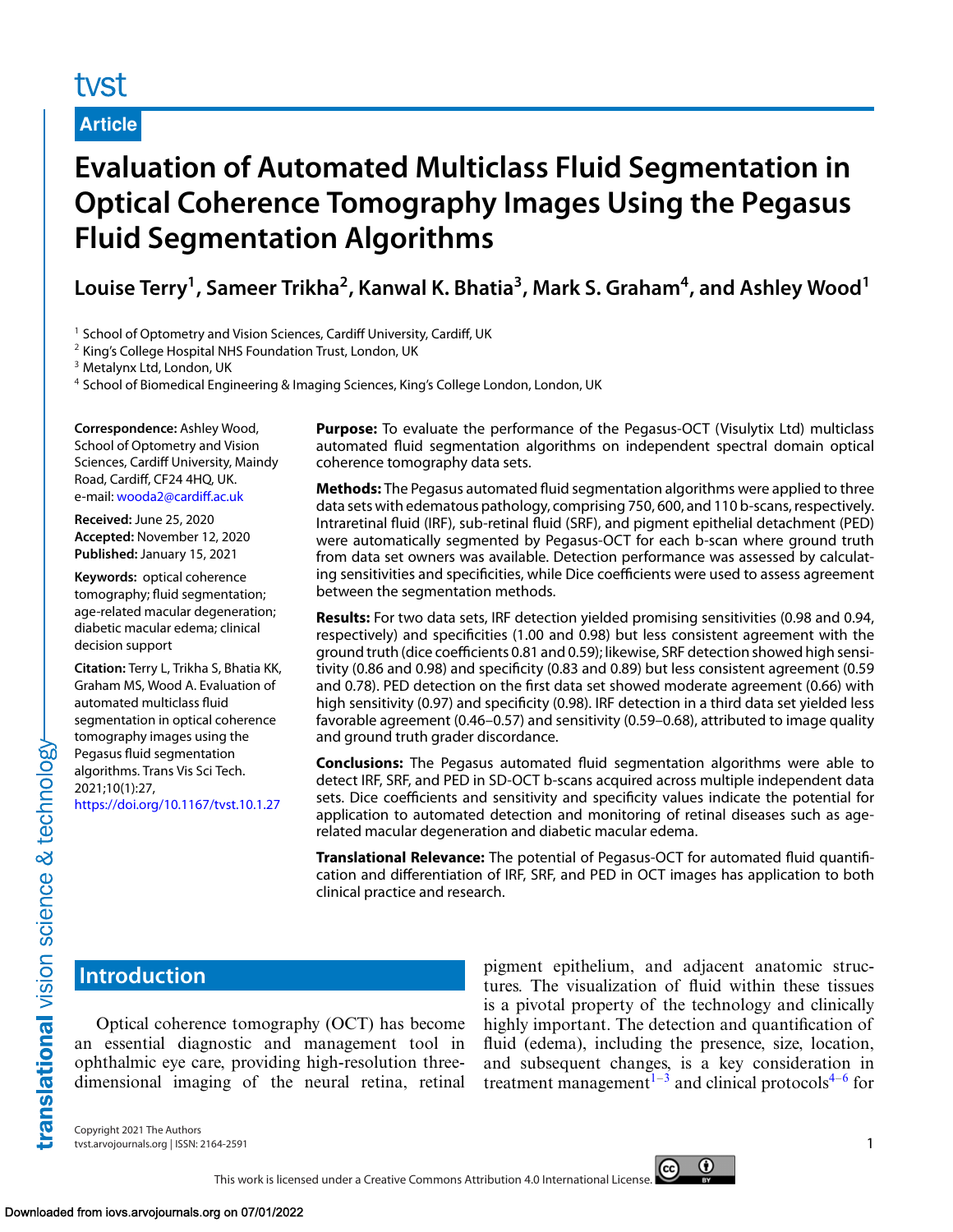Article

# Evaluation of Automated Multiclass Fluid Segmentation in Optical Coherence Tomography Images Using the Pegasus Fluid Segmentation Algorithms

**Louise Terry[1], Sameer Trikha[2], Kanwal K. Bhatia[3], Mark S. Graham[4], and Ashley Wood[1]**

[1] School of Optometry and Vision Sciences, Cardiff University, Cardiff, UK
[2] King's College Hospital NHS Foundation Trust, London, UK
[3] Metalynx Ltd, London, UK
[4] School of Biomedical Engineering & Imaging Sciences, King's College London, London, UK

**Correspondence:** Ashley Wood, School of Optometry and Vision Sciences, Cardiff University, Maindy Road, Cardiff, CF24 4HQ, UK. e-mail: wooda2@cardiff.ac.uk

**Received:** June 25, 2020
**Accepted:** November 12, 2020
**Published:** January 15, 2021

**Keywords:** optical coherence tomography; fluid segmentation; age-related macular degeneration; diabetic macular edema; clinical decision support

**Citation:** Terry L, Trikha S, Bhatia KK, Graham MS, Wood A. Evaluation of automated multiclass fluid segmentation in optical coherence tomography images using the Pegasus fluid segmentation algorithms. Trans Vis Sci Tech. 2021;10(1):27, https://doi.org/10.1167/tvst.10.1.27

**Purpose:** To evaluate the performance of the Pegasus-OCT (Visulytix Ltd) multiclass automated fluid segmentation algorithms on independent spectral domain optical coherence tomography data sets.

**Methods:** The Pegasus automated fluid segmentation algorithms were applied to three data sets with edematous pathology, comprising 750, 600, and 110 b-scans, respectively. Intraretinal fluid (IRF), sub-retinal fluid (SRF), and pigment epithelial detachment (PED) were automatically segmented by Pegasus-OCT for each b-scan where ground truth from data set owners was available. Detection performance was assessed by calculating sensitivities and specificities, while Dice coefficients were used to assess agreement between the segmentation methods.

**Results:** For two data sets, IRF detection yielded promising sensitivities (0.98 and 0.94, respectively) and specificities (1.00 and 0.98) but less consistent agreement with the ground truth (dice coefficients 0.81 and 0.59); likewise, SRF detection showed high sensitivity (0.86 and 0.98) and specificity (0.83 and 0.89) but less consistent agreement (0.59 and 0.78). PED detection on the first data set showed moderate agreement (0.66) with high sensitivity (0.97) and specificity (0.98). IRF detection in a third data set yielded less favorable agreement (0.46–0.57) and sensitivity (0.59–0.68), attributed to image quality and ground truth grader discordance.

**Conclusions:** The Pegasus automated fluid segmentation algorithms were able to detect IRF, SRF, and PED in SD-OCT b-scans acquired across multiple independent data sets. Dice coefficients and sensitivity and specificity values indicate the potential for application to automated detection and monitoring of retinal diseases such as age-related macular degeneration and diabetic macular edema.

**Translational Relevance:** The potential of Pegasus-OCT for automated fluid quantification and differentiation of IRF, SRF, and PED in OCT images has application to both clinical practice and research.

## Introduction

Optical coherence tomography (OCT) has become an essential diagnostic and management tool in ophthalmic eye care, providing high-resolution three-dimensional imaging of the neural retina, retinal pigment epithelium, and adjacent anatomic structures. The visualization of fluid within these tissues is a pivotal property of the technology and clinically highly important. The detection and quantification of fluid (edema), including the presence, size, location, and subsequent changes, is a key consideration in treatment management[1–3] and clinical protocols[4–6] for

Copyright 2021 The Authors
tvst.arvojournals.org | ISSN: 2164-2591

This work is licensed under a Creative Commons Attribution 4.0 International License.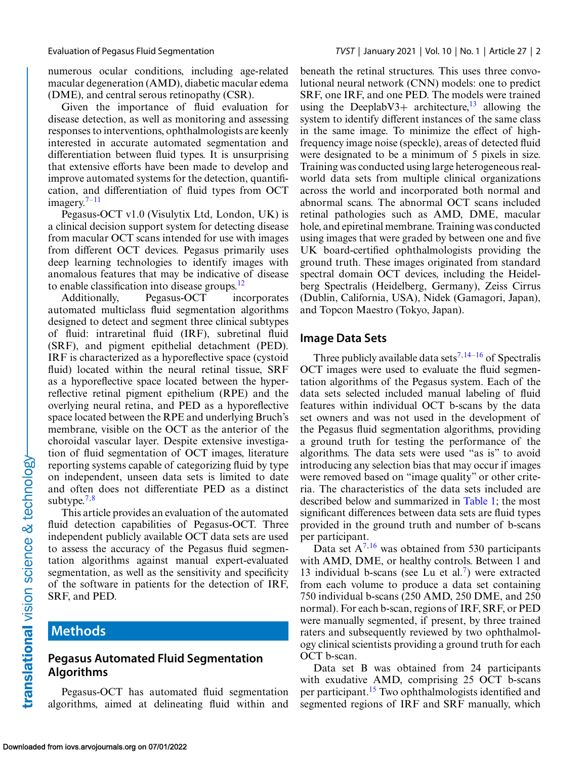numerous ocular conditions, including age-related macular degeneration (AMD), diabetic macular edema (DME), and central serous retinopathy (CSR).

Given the importance of fluid evaluation for disease detection, as well as monitoring and assessing responses to interventions, ophthalmologists are keenly interested in accurate automated segmentation and differentiation between fluid types. It is unsurprising that extensive efforts have been made to develop and improve automated systems for the detection, quantification, and differentiation of fluid types from OCT imagery.[7–11]

Pegasus-OCT v1.0 (Visulytix Ltd, London, UK) is a clinical decision support system for detecting disease from macular OCT scans intended for use with images from different OCT devices. Pegasus primarily uses deep learning technologies to identify images with anomalous features that may be indicative of disease to enable classification into disease groups.[12]

Additionally, Pegasus-OCT incorporates automated multiclass fluid segmentation algorithms designed to detect and segment three clinical subtypes of fluid: intraretinal fluid (IRF), subretinal fluid (SRF), and pigment epithelial detachment (PED). IRF is characterized as a hyporeflective space (cystoid fluid) located within the neural retinal tissue, SRF as a hyporeflective space located between the hyperreflective retinal pigment epithelium (RPE) and the overlying neural retina, and PED as a hyporeflective space located between the RPE and underlying Bruch's membrane, visible on the OCT as the anterior of the choroidal vascular layer. Despite extensive investigation of fluid segmentation of OCT images, literature reporting systems capable of categorizing fluid by type on independent, unseen data sets is limited to date and often does not differentiate PED as a distinct subtype.[7,8]

This article provides an evaluation of the automated fluid detection capabilities of Pegasus-OCT. Three independent publicly available OCT data sets are used to assess the accuracy of the Pegasus fluid segmentation algorithms against manual expert-evaluated segmentation, as well as the sensitivity and specificity of the software in patients for the detection of IRF, SRF, and PED.

# Methods

## Pegasus Automated Fluid Segmentation Algorithms

Pegasus-OCT has automated fluid segmentation algorithms, aimed at delineating fluid within and beneath the retinal structures. This uses three convolutional neural network (CNN) models: one to predict SRF, one IRF, and one PED. The models were trained using the DeeplabV3+ architecture,[13] allowing the system to identify different instances of the same class in the same image. To minimize the effect of high-frequency image noise (speckle), areas of detected fluid were designated to be a minimum of 5 pixels in size. Training was conducted using large heterogeneous real-world data sets from multiple clinical organizations across the world and incorporated both normal and abnormal scans. The abnormal OCT scans included retinal pathologies such as AMD, DME, macular hole, and epiretinal membrane. Training was conducted using images that were graded by between one and five UK board-certified ophthalmologists providing the ground truth. These images originated from standard spectral domain OCT devices, including the Heidelberg Spectralis (Heidelberg, Germany), Zeiss Cirrus (Dublin, California, USA), Nidek (Gamagori, Japan), and Topcon Maestro (Tokyo, Japan).

## Image Data Sets

Three publicly available data sets[7,14–16] of Spectralis OCT images were used to evaluate the fluid segmentation algorithms of the Pegasus system. Each of the data sets selected included manual labeling of fluid features within individual OCT b-scans by the data set owners and was not used in the development of the Pegasus fluid segmentation algorithms, providing a ground truth for testing the performance of the algorithms. The data sets were used "as is" to avoid introducing any selection bias that may occur if images were removed based on "image quality" or other criteria. The characteristics of the data sets included are described below and summarized in Table 1; the most significant differences between data sets are fluid types provided in the ground truth and number of b-scans per participant.

Data set A[7,16] was obtained from 530 participants with AMD, DME, or healthy controls. Between 1 and 13 individual b-scans (see Lu et al.[7]) were extracted from each volume to produce a data set containing 750 individual b-scans (250 AMD, 250 DME, and 250 normal). For each b-scan, regions of IRF, SRF, or PED were manually segmented, if present, by three trained raters and subsequently reviewed by two ophthalmology clinical scientists providing a ground truth for each OCT b-scan.

Data set B was obtained from 24 participants with exudative AMD, comprising 25 OCT b-scans per participant.[15] Two ophthalmologists identified and segmented regions of IRF and SRF manually, which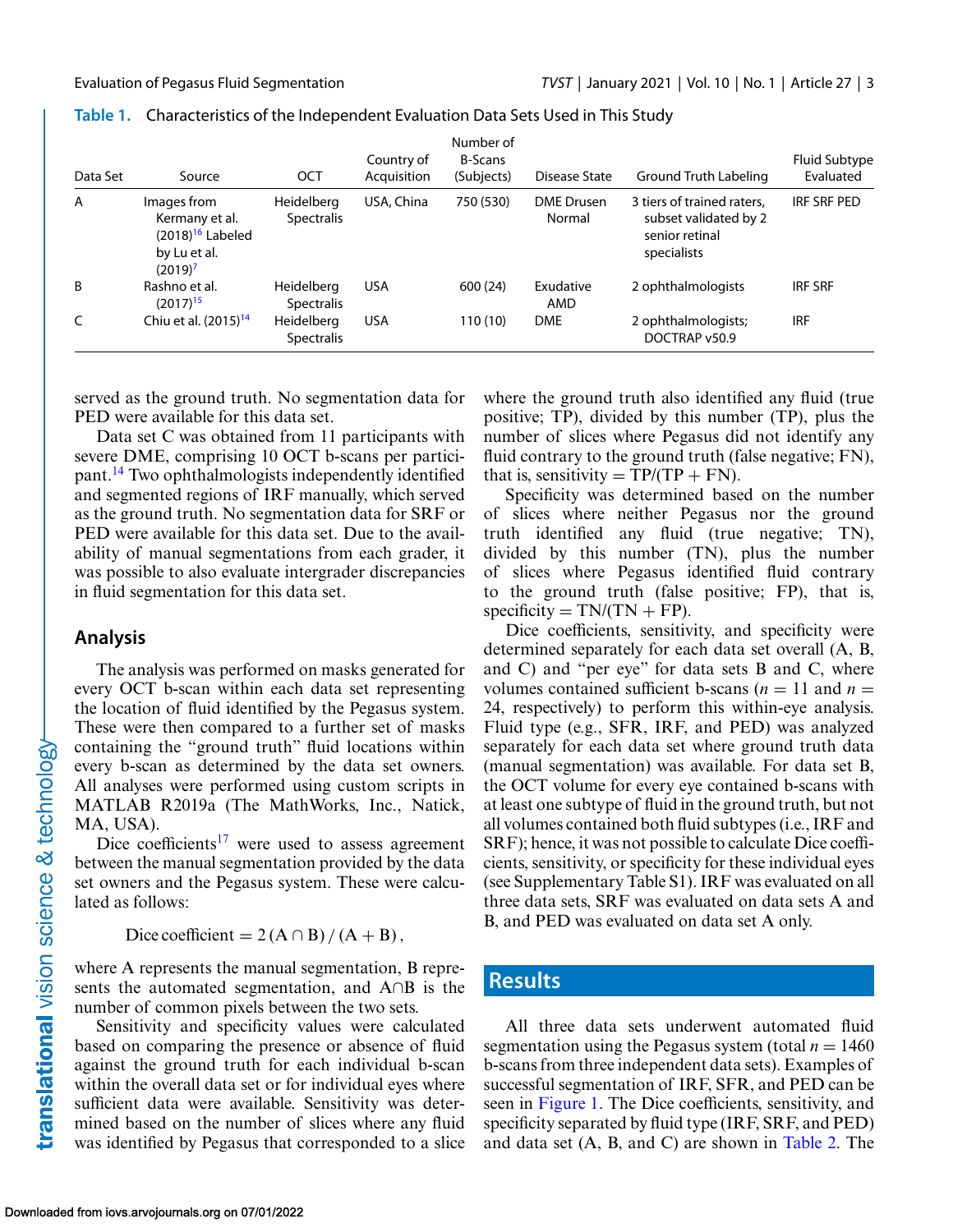**Table 1.** Characteristics of the Independent Evaluation Data Sets Used in This Study

| Data Set | Source | OCT | Country of Acquisition | Number of B-Scans (Subjects) | Disease State | Ground Truth Labeling | Fluid Subtype Evaluated |
|---|---|---|---|---|---|---|---|
| A | Images from Kermany et al. (2018)[16] Labeled by Lu et al. (2019)[7] | Heidelberg Spectralis | USA, China | 750 (530) | DME Drusen Normal | 3 tiers of trained raters, subset validated by 2 senior retinal specialists | IRF SRF PED |
| B | Rashno et al. (2017)[15] | Heidelberg Spectralis | USA | 600 (24) | Exudative AMD | 2 ophthalmologists | IRF SRF |
| C | Chiu et al. (2015)[14] | Heidelberg Spectralis | USA | 110 (10) | DME | 2 ophthalmologists; DOCTRAP v50.9 | IRF |

served as the ground truth. No segmentation data for PED were available for this data set.

Data set C was obtained from 11 participants with severe DME, comprising 10 OCT b-scans per participant.[14] Two ophthalmologists independently identified and segmented regions of IRF manually, which served as the ground truth. No segmentation data for SRF or PED were available for this data set. Due to the availability of manual segmentations from each grader, it was possible to also evaluate intergrader discrepancies in fluid segmentation for this data set.

## Analysis

The analysis was performed on masks generated for every OCT b-scan within each data set representing the location of fluid identified by the Pegasus system. These were then compared to a further set of masks containing the "ground truth" fluid locations within every b-scan as determined by the data set owners. All analyses were performed using custom scripts in MATLAB R2019a (The MathWorks, Inc., Natick, MA, USA).

Dice coefficients[17] were used to assess agreement between the manual segmentation provided by the data set owners and the Pegasus system. These were calculated as follows:

$$\text{Dice coefficient} = 2\,(\text{A} \cap \text{B})\,/\,(\text{A} + \text{B}),$$

where A represents the manual segmentation, B represents the automated segmentation, and A∩B is the number of common pixels between the two sets.

Sensitivity and specificity values were calculated based on comparing the presence or absence of fluid against the ground truth for each individual b-scan within the overall data set or for individual eyes where sufficient data were available. Sensitivity was determined based on the number of slices where any fluid was identified by Pegasus that corresponded to a slice where the ground truth also identified any fluid (true positive; TP), divided by this number (TP), plus the number of slices where Pegasus did not identify any fluid contrary to the ground truth (false negative; FN), that is, sensitivity $= \text{TP}/(\text{TP} + \text{FN})$.

Specificity was determined based on the number of slices where neither Pegasus nor the ground truth identified any fluid (true negative; TN), divided by this number (TN), plus the number of slices where Pegasus identified fluid contrary to the ground truth (false positive; FP), that is, specificity $= \text{TN}/(\text{TN} + \text{FP})$.

Dice coefficients, sensitivity, and specificity were determined separately for each data set overall (A, B, and C) and "per eye" for data sets B and C, where volumes contained sufficient b-scans ($n = 11$ and $n = 24$, respectively) to perform this within-eye analysis. Fluid type (e.g., SFR, IRF, and PED) was analyzed separately for each data set where ground truth data (manual segmentation) was available. For data set B, the OCT volume for every eye contained b-scans with at least one subtype of fluid in the ground truth, but not all volumes contained both fluid subtypes (i.e., IRF and SRF); hence, it was not possible to calculate Dice coefficients, sensitivity, or specificity for these individual eyes (see Supplementary Table S1). IRF was evaluated on all three data sets, SRF was evaluated on data sets A and B, and PED was evaluated on data set A only.

## Results

All three data sets underwent automated fluid segmentation using the Pegasus system (total $n = 1460$ b-scans from three independent data sets). Examples of successful segmentation of IRF, SFR, and PED can be seen in Figure 1. The Dice coefficients, sensitivity, and specificity separated by fluid type (IRF, SRF, and PED) and data set (A, B, and C) are shown in Table 2. The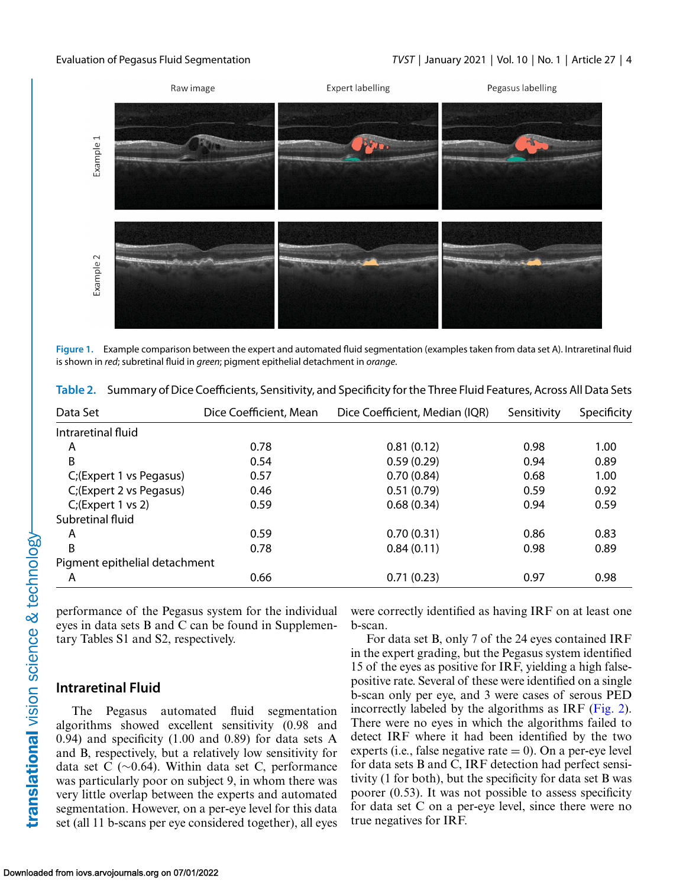Figure 1. Example comparison between the expert and automated fluid segmentation (examples taken from data set A). Intraretinal fluid is shown in *red*; subretinal fluid in *green*; pigment epithelial detachment in *orange*.

**Table 2.** Summary of Dice Coefficients, Sensitivity, and Specificity for the Three Fluid Features, Across All Data Sets

| Data Set | Dice Coefficient, Mean | Dice Coefficient, Median (IQR) | Sensitivity | Specificity |
|---|---|---|---|---|
| Intraretinal fluid | | | | |
| A | 0.78 | 0.81 (0.12) | 0.98 | 1.00 |
| B | 0.54 | 0.59 (0.29) | 0.94 | 0.89 |
| C;(Expert 1 vs Pegasus) | 0.57 | 0.70 (0.84) | 0.68 | 1.00 |
| C;(Expert 2 vs Pegasus) | 0.46 | 0.51 (0.79) | 0.59 | 0.92 |
| C;(Expert 1 vs 2) | 0.59 | 0.68 (0.34) | 0.94 | 0.59 |
| Subretinal fluid | | | | |
| A | 0.59 | 0.70 (0.31) | 0.86 | 0.83 |
| B | 0.78 | 0.84 (0.11) | 0.98 | 0.89 |
| Pigment epithelial detachment | | | | |
| A | 0.66 | 0.71 (0.23) | 0.97 | 0.98 |

performance of the Pegasus system for the individual eyes in data sets B and C can be found in Supplementary Tables S1 and S2, respectively.

## Intraretinal Fluid

The Pegasus automated fluid segmentation algorithms showed excellent sensitivity (0.98 and 0.94) and specificity (1.00 and 0.89) for data sets A and B, respectively, but a relatively low sensitivity for data set C (~0.64). Within data set C, performance was particularly poor on subject 9, in whom there was very little overlap between the experts and automated segmentation. However, on a per-eye level for this data set (all 11 b-scans per eye considered together), all eyes were correctly identified as having IRF on at least one b-scan.

For data set B, only 7 of the 24 eyes contained IRF in the expert grading, but the Pegasus system identified 15 of the eyes as positive for IRF, yielding a high false-positive rate. Several of these were identified on a single b-scan only per eye, and 3 were cases of serous PED incorrectly labeled by the algorithms as IRF (Fig. 2). There were no eyes in which the algorithms failed to detect IRF where it had been identified by the two experts (i.e., false negative rate = 0). On a per-eye level for data sets B and C, IRF detection had perfect sensitivity (1 for both), but the specificity for data set B was poorer (0.53). It was not possible to assess specificity for data set C on a per-eye level, since there were no true negatives for IRF.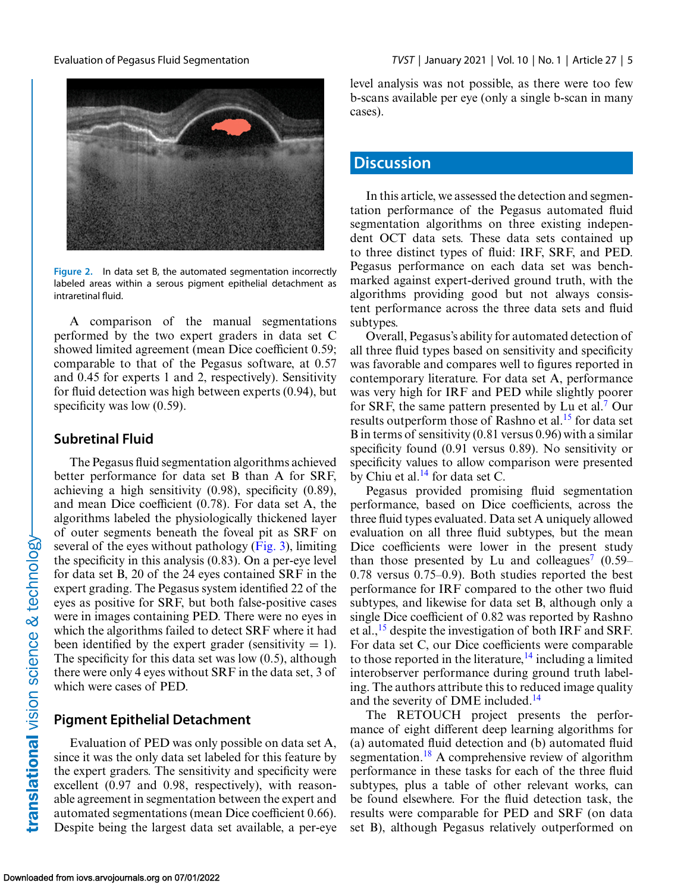Figure 2. In data set B, the automated segmentation incorrectly labeled areas within a serous pigment epithelial detachment as intraretinal fluid.

A comparison of the manual segmentations performed by the two expert graders in data set C showed limited agreement (mean Dice coefficient 0.59; comparable to that of the Pegasus software, at 0.57 and 0.45 for experts 1 and 2, respectively). Sensitivity for fluid detection was high between experts (0.94), but specificity was low (0.59).

### Subretinal Fluid

The Pegasus fluid segmentation algorithms achieved better performance for data set B than A for SRF, achieving a high sensitivity (0.98), specificity (0.89), and mean Dice coefficient (0.78). For data set A, the algorithms labeled the physiologically thickened layer of outer segments beneath the foveal pit as SRF on several of the eyes without pathology (Fig. 3), limiting the specificity in this analysis (0.83). On a per-eye level for data set B, 20 of the 24 eyes contained SRF in the expert grading. The Pegasus system identified 22 of the eyes as positive for SRF, but both false-positive cases were in images containing PED. There were no eyes in which the algorithms failed to detect SRF where it had been identified by the expert grader (sensitivity = 1). The specificity for this data set was low (0.5), although there were only 4 eyes without SRF in the data set, 3 of which were cases of PED.

### Pigment Epithelial Detachment

Evaluation of PED was only possible on data set A, since it was the only data set labeled for this feature by the expert graders. The sensitivity and specificity were excellent (0.97 and 0.98, respectively), with reasonable agreement in segmentation between the expert and automated segmentations (mean Dice coefficient 0.66). Despite being the largest data set available, a per-eye level analysis was not possible, as there were too few b-scans available per eye (only a single b-scan in many cases).

## Discussion

In this article, we assessed the detection and segmentation performance of the Pegasus automated fluid segmentation algorithms on three existing independent OCT data sets. These data sets contained up to three distinct types of fluid: IRF, SRF, and PED. Pegasus performance on each data set was benchmarked against expert-derived ground truth, with the algorithms providing good but not always consistent performance across the three data sets and fluid subtypes.

Overall, Pegasus's ability for automated detection of all three fluid types based on sensitivity and specificity was favorable and compares well to figures reported in contemporary literature. For data set A, performance was very high for IRF and PED while slightly poorer for SRF, the same pattern presented by Lu et al.[7] Our results outperform those of Rashno et al.[15] for data set B in terms of sensitivity (0.81 versus 0.96) with a similar specificity found (0.91 versus 0.89). No sensitivity or specificity values to allow comparison were presented by Chiu et al.[14] for data set C.

Pegasus provided promising fluid segmentation performance, based on Dice coefficients, across the three fluid types evaluated. Data set A uniquely allowed evaluation on all three fluid subtypes, but the mean Dice coefficients were lower in the present study than those presented by Lu and colleagues[7] (0.59–0.78 versus 0.75–0.9). Both studies reported the best performance for IRF compared to the other two fluid subtypes, and likewise for data set B, although only a single Dice coefficient of 0.82 was reported by Rashno et al.,[15] despite the investigation of both IRF and SRF. For data set C, our Dice coefficients were comparable to those reported in the literature,[14] including a limited interobserver performance during ground truth labeling. The authors attribute this to reduced image quality and the severity of DME included.[14]

The RETOUCH project presents the performance of eight different deep learning algorithms for (a) automated fluid detection and (b) automated fluid segmentation.[18] A comprehensive review of algorithm performance in these tasks for each of the three fluid subtypes, plus a table of other relevant works, can be found elsewhere. For the fluid detection task, the results were comparable for PED and SRF (on data set B), although Pegasus relatively outperformed on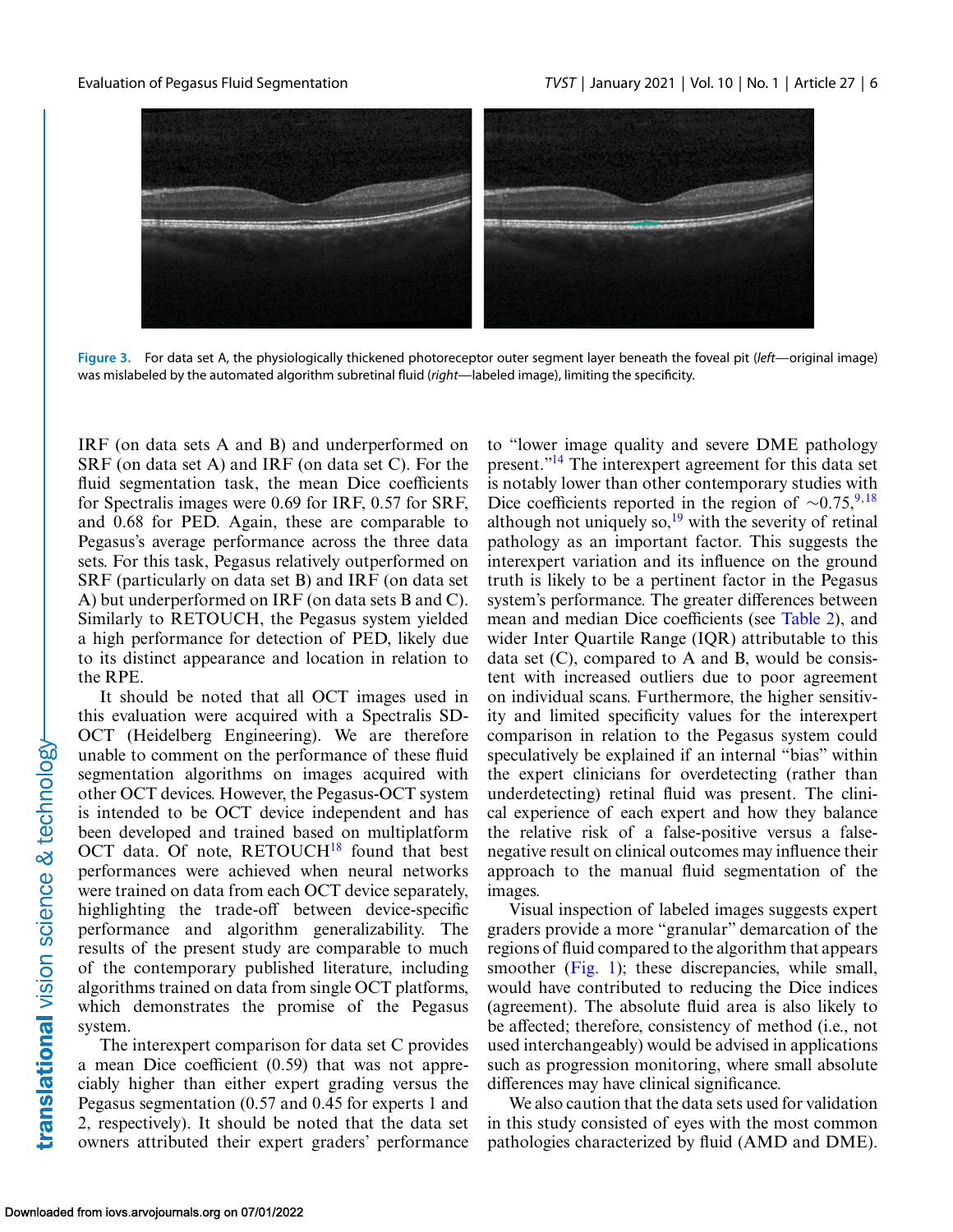Figure 3. For data set A, the physiologically thickened photoreceptor outer segment layer beneath the foveal pit (*left*—original image) was mislabeled by the automated algorithm subretinal fluid (*right*—labeled image), limiting the specificity.

IRF (on data sets A and B) and underperformed on SRF (on data set A) and IRF (on data set C). For the fluid segmentation task, the mean Dice coefficients for Spectralis images were 0.69 for IRF, 0.57 for SRF, and 0.68 for PED. Again, these are comparable to Pegasus's average performance across the three data sets. For this task, Pegasus relatively outperformed on SRF (particularly on data set B) and IRF (on data set A) but underperformed on IRF (on data sets B and C). Similarly to RETOUCH, the Pegasus system yielded a high performance for detection of PED, likely due to its distinct appearance and location in relation to the RPE.

It should be noted that all OCT images used in this evaluation were acquired with a Spectralis SD-OCT (Heidelberg Engineering). We are therefore unable to comment on the performance of these fluid segmentation algorithms on images acquired with other OCT devices. However, the Pegasus-OCT system is intended to be OCT device independent and has been developed and trained based on multiplatform OCT data. Of note, RETOUCH[18] found that best performances were achieved when neural networks were trained on data from each OCT device separately, highlighting the trade-off between device-specific performance and algorithm generalizability. The results of the present study are comparable to much of the contemporary published literature, including algorithms trained on data from single OCT platforms, which demonstrates the promise of the Pegasus system.

The interexpert comparison for data set C provides a mean Dice coefficient (0.59) that was not appreciably higher than either expert grading versus the Pegasus segmentation (0.57 and 0.45 for experts 1 and 2, respectively). It should be noted that the data set owners attributed their expert graders' performance to "lower image quality and severe DME pathology present."[14] The interexpert agreement for this data set is notably lower than other contemporary studies with Dice coefficients reported in the region of ∼0.75,[9,18] although not uniquely so,[19] with the severity of retinal pathology as an important factor. This suggests the interexpert variation and its influence on the ground truth is likely to be a pertinent factor in the Pegasus system's performance. The greater differences between mean and median Dice coefficients (see Table 2), and wider Inter Quartile Range (IQR) attributable to this data set (C), compared to A and B, would be consistent with increased outliers due to poor agreement on individual scans. Furthermore, the higher sensitivity and limited specificity values for the interexpert comparison in relation to the Pegasus system could speculatively be explained if an internal "bias" within the expert clinicians for overdetecting (rather than underdetecting) retinal fluid was present. The clinical experience of each expert and how they balance the relative risk of a false-positive versus a false-negative result on clinical outcomes may influence their approach to the manual fluid segmentation of the images.

Visual inspection of labeled images suggests expert graders provide a more "granular" demarcation of the regions of fluid compared to the algorithm that appears smoother (Fig. 1); these discrepancies, while small, would have contributed to reducing the Dice indices (agreement). The absolute fluid area is also likely to be affected; therefore, consistency of method (i.e., not used interchangeably) would be advised in applications such as progression monitoring, where small absolute differences may have clinical significance.

We also caution that the data sets used for validation in this study consisted of eyes with the most common pathologies characterized by fluid (AMD and DME).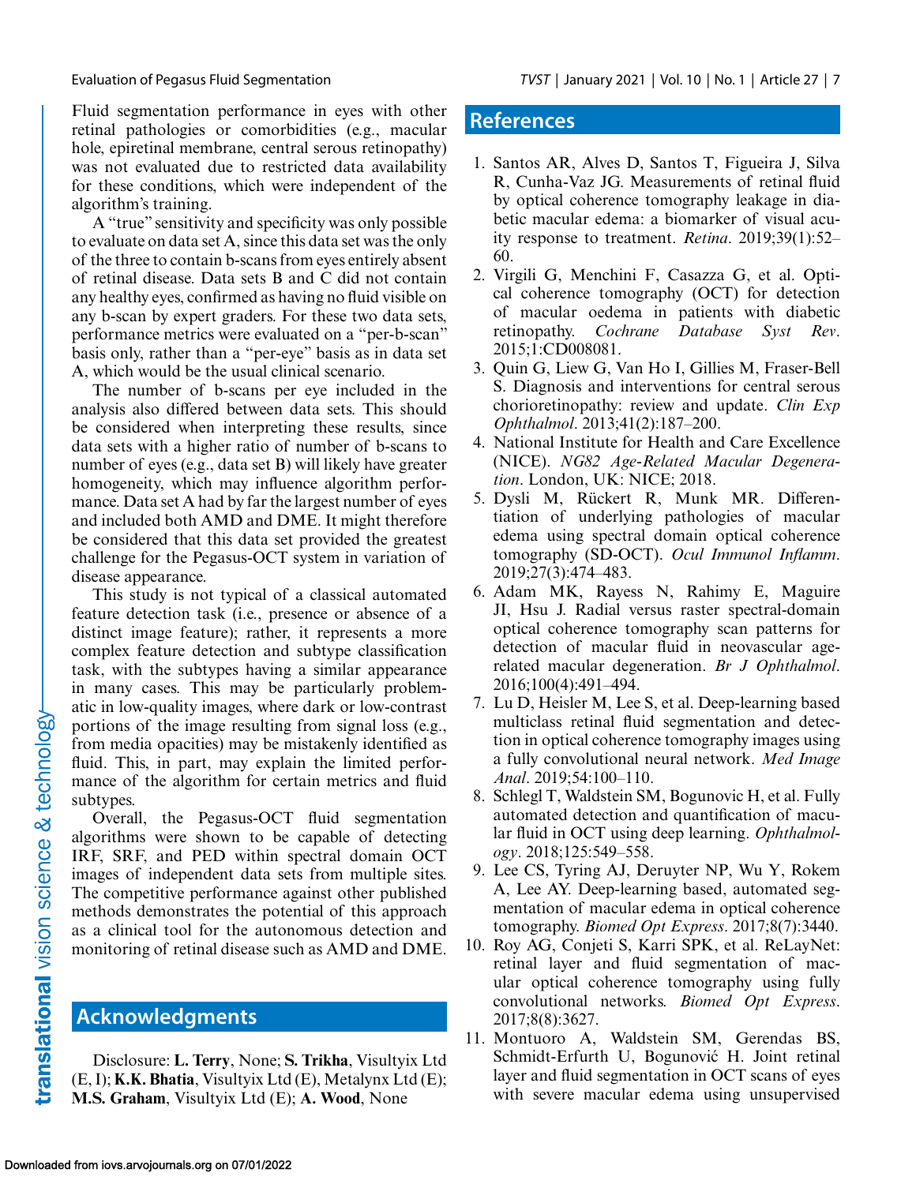Fluid segmentation performance in eyes with other retinal pathologies or comorbidities (e.g., macular hole, epiretinal membrane, central serous retinopathy) was not evaluated due to restricted data availability for these conditions, which were independent of the algorithm's training.

A "true" sensitivity and specificity was only possible to evaluate on data set A, since this data set was the only of the three to contain b-scans from eyes entirely absent of retinal disease. Data sets B and C did not contain any healthy eyes, confirmed as having no fluid visible on any b-scan by expert graders. For these two data sets, performance metrics were evaluated on a "per-b-scan" basis only, rather than a "per-eye" basis as in data set A, which would be the usual clinical scenario.

The number of b-scans per eye included in the analysis also differed between data sets. This should be considered when interpreting these results, since data sets with a higher ratio of number of b-scans to number of eyes (e.g., data set B) will likely have greater homogeneity, which may influence algorithm performance. Data set A had by far the largest number of eyes and included both AMD and DME. It might therefore be considered that this data set provided the greatest challenge for the Pegasus-OCT system in variation of disease appearance.

This study is not typical of a classical automated feature detection task (i.e., presence or absence of a distinct image feature); rather, it represents a more complex feature detection and subtype classification task, with the subtypes having a similar appearance in many cases. This may be particularly problematic in low-quality images, where dark or low-contrast portions of the image resulting from signal loss (e.g., from media opacities) may be mistakenly identified as fluid. This, in part, may explain the limited performance of the algorithm for certain metrics and fluid subtypes.

Overall, the Pegasus-OCT fluid segmentation algorithms were shown to be capable of detecting IRF, SRF, and PED within spectral domain OCT images of independent data sets from multiple sites. The competitive performance against other published methods demonstrates the potential of this approach as a clinical tool for the autonomous detection and monitoring of retinal disease such as AMD and DME.

## Acknowledgments

Disclosure: **L. Terry**, None; **S. Trikha**, Visultyix Ltd (E, I); **K.K. Bhatia**, Visultyix Ltd (E), Metalynx Ltd (E); **M.S. Graham**, Visultyix Ltd (E); **A. Wood**, None

## References

1. Santos AR, Alves D, Santos T, Figueira J, Silva R, Cunha-Vaz JG. Measurements of retinal fluid by optical coherence tomography leakage in diabetic macular edema: a biomarker of visual acuity response to treatment. *Retina*. 2019;39(1):52–60.
2. Virgili G, Menchini F, Casazza G, et al. Optical coherence tomography (OCT) for detection of macular oedema in patients with diabetic retinopathy. *Cochrane Database Syst Rev*. 2015;1:CD008081.
3. Quin G, Liew G, Van Ho I, Gillies M, Fraser-Bell S. Diagnosis and interventions for central serous chorioretinopathy: review and update. *Clin Exp Ophthalmol*. 2013;41(2):187–200.
4. National Institute for Health and Care Excellence (NICE). *NG82 Age-Related Macular Degeneration*. London, UK: NICE; 2018.
5. Dysli M, Rückert R, Munk MR. Differentiation of underlying pathologies of macular edema using spectral domain optical coherence tomography (SD-OCT). *Ocul Immunol Inflamm*. 2019;27(3):474–483.
6. Adam MK, Rayess N, Rahimy E, Maguire JI, Hsu J. Radial versus raster spectral-domain optical coherence tomography scan patterns for detection of macular fluid in neovascular age-related macular degeneration. *Br J Ophthalmol*. 2016;100(4):491–494.
7. Lu D, Heisler M, Lee S, et al. Deep-learning based multiclass retinal fluid segmentation and detection in optical coherence tomography images using a fully convolutional neural network. *Med Image Anal*. 2019;54:100–110.
8. Schlegl T, Waldstein SM, Bogunovic H, et al. Fully automated detection and quantification of macular fluid in OCT using deep learning. *Ophthalmology*. 2018;125:549–558.
9. Lee CS, Tyring AJ, Deruyter NP, Wu Y, Rokem A, Lee AY. Deep-learning based, automated segmentation of macular edema in optical coherence tomography. *Biomed Opt Express*. 2017;8(7):3440.
10. Roy AG, Conjeti S, Karri SPK, et al. ReLayNet: retinal layer and fluid segmentation of macular optical coherence tomography using fully convolutional networks. *Biomed Opt Express*. 2017;8(8):3627.
11. Montuoro A, Waldstein SM, Gerendas BS, Schmidt-Erfurth U, Bogunović H. Joint retinal layer and fluid segmentation in OCT scans of eyes with severe macular edema using unsupervised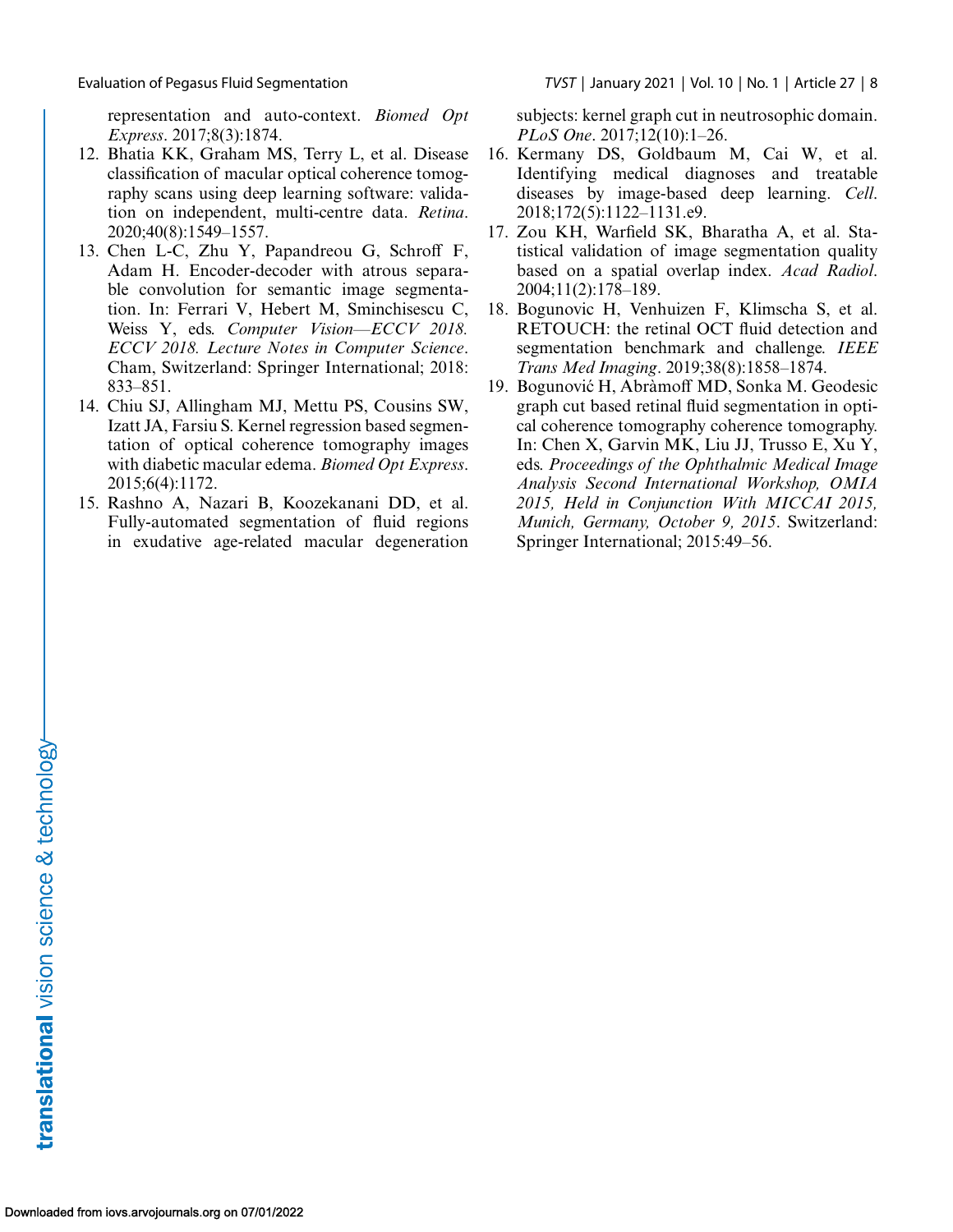representation and auto-context. *Biomed Opt Express*. 2017;8(3):1874.

12. Bhatia KK, Graham MS, Terry L, et al. Disease classification of macular optical coherence tomography scans using deep learning software: validation on independent, multi-centre data. *Retina*. 2020;40(8):1549–1557.
13. Chen L-C, Zhu Y, Papandreou G, Schroff F, Adam H. Encoder-decoder with atrous separable convolution for semantic image segmentation. In: Ferrari V, Hebert M, Sminchisescu C, Weiss Y, eds. *Computer Vision—ECCV 2018. ECCV 2018. Lecture Notes in Computer Science*. Cham, Switzerland: Springer International; 2018: 833–851.
14. Chiu SJ, Allingham MJ, Mettu PS, Cousins SW, Izatt JA, Farsiu S. Kernel regression based segmentation of optical coherence tomography images with diabetic macular edema. *Biomed Opt Express*. 2015;6(4):1172.
15. Rashno A, Nazari B, Koozekanani DD, et al. Fully-automated segmentation of fluid regions in exudative age-related macular degeneration subjects: kernel graph cut in neutrosophic domain. *PLoS One*. 2017;12(10):1–26.
16. Kermany DS, Goldbaum M, Cai W, et al. Identifying medical diagnoses and treatable diseases by image-based deep learning. *Cell*. 2018;172(5):1122–1131.e9.
17. Zou KH, Warfield SK, Bharatha A, et al. Statistical validation of image segmentation quality based on a spatial overlap index. *Acad Radiol*. 2004;11(2):178–189.
18. Bogunovic H, Venhuizen F, Klimscha S, et al. RETOUCH: the retinal OCT fluid detection and segmentation benchmark and challenge. *IEEE Trans Med Imaging*. 2019;38(8):1858–1874.
19. Bogunović H, Abràmoff MD, Sonka M. Geodesic graph cut based retinal fluid segmentation in optical coherence tomography coherence tomography. In: Chen X, Garvin MK, Liu JJ, Trusso E, Xu Y, eds. *Proceedings of the Ophthalmic Medical Image Analysis Second International Workshop, OMIA 2015, Held in Conjunction With MICCAI 2015, Munich, Germany, October 9, 2015*. Switzerland: Springer International; 2015:49–56.